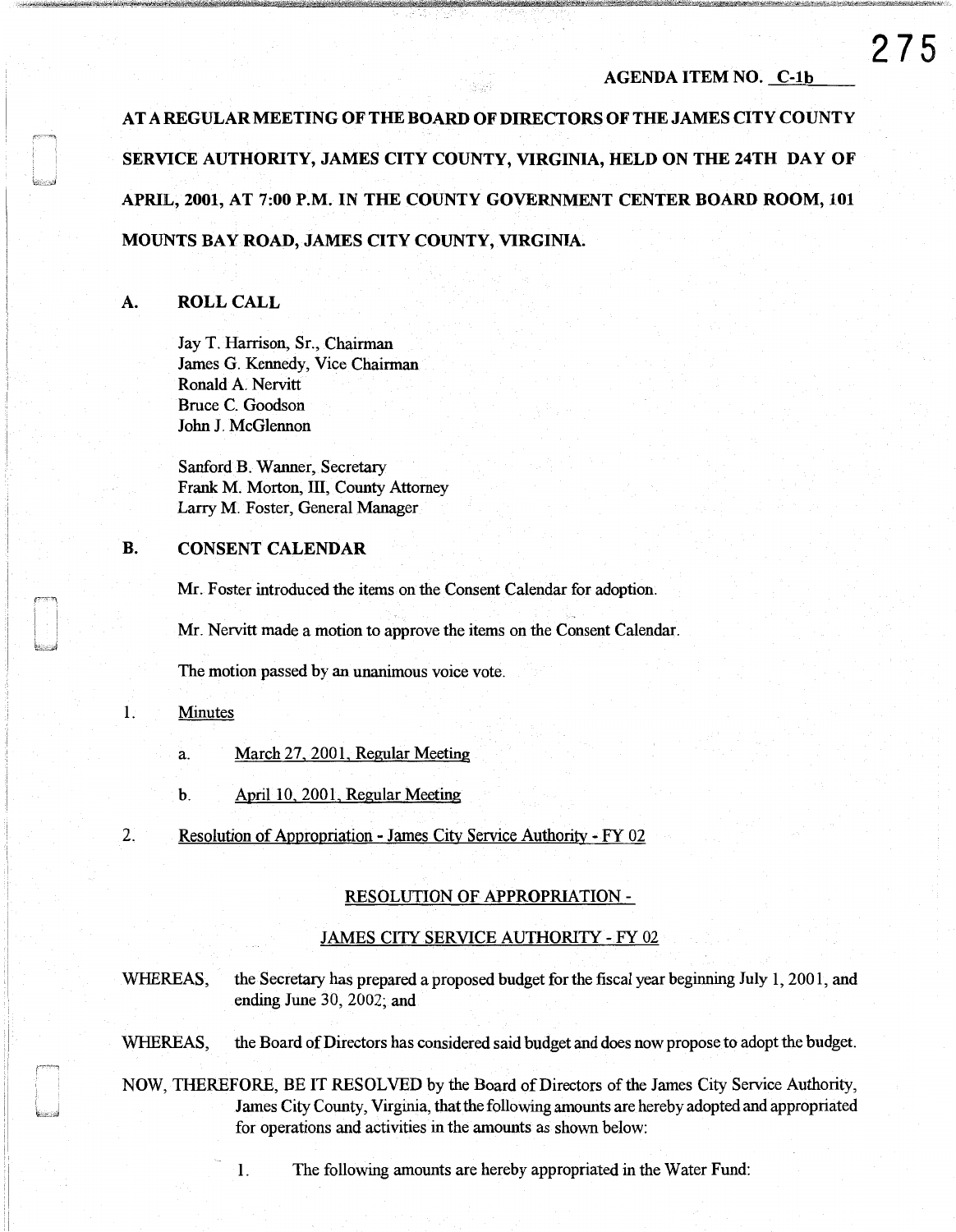AGENDA ITEM NO. C-1b

**AT A REGULAR MEETING OF THE BOARD OF DIRECTORS OF THE JAMES CITY COUNTY SERVICE AUTHORITY, JAMES CITY COUNTY, VIRGINIA, HELD ON THE 24TH DAY OF APRIL, 2001, AT 7:00 P.M. IN THE COUNTY GOVERNMENT CENTER BOARD ROOM, 101 MOUNTS BAY ROAD, JAMES CITY COUNTY, VIRGINIA.**

## A. ROLL CALL

Jay T. Harrison, Sr., Chairman
James G. Kennedy, Vice Chairman
Ronald A. Nervitt
Bruce C. Goodson
John J. McGlennon

Sanford B. Wanner, Secretary
Frank M. Morton, III, County Attorney
Larry M. Foster, General Manager

## B. CONSENT CALENDAR

Mr. Foster introduced the items on the Consent Calendar for adoption.

Mr. Nervitt made a motion to approve the items on the Consent Calendar.

The motion passed by an unanimous voice vote.

1. Minutes

   a. March 27, 2001, Regular Meeting

   b. April 10, 2001, Regular Meeting

2. Resolution of Appropriation - James City Service Authority - FY 02

RESOLUTION OF APPROPRIATION -

JAMES CITY SERVICE AUTHORITY - FY 02

WHEREAS, the Secretary has prepared a proposed budget for the fiscal year beginning July 1, 2001, and ending June 30, 2002; and

WHEREAS, the Board of Directors has considered said budget and does now propose to adopt the budget.

NOW, THEREFORE, BE IT RESOLVED by the Board of Directors of the James City Service Authority, James City County, Virginia, that the following amounts are hereby adopted and appropriated for operations and activities in the amounts as shown below:

1. The following amounts are hereby appropriated in the Water Fund: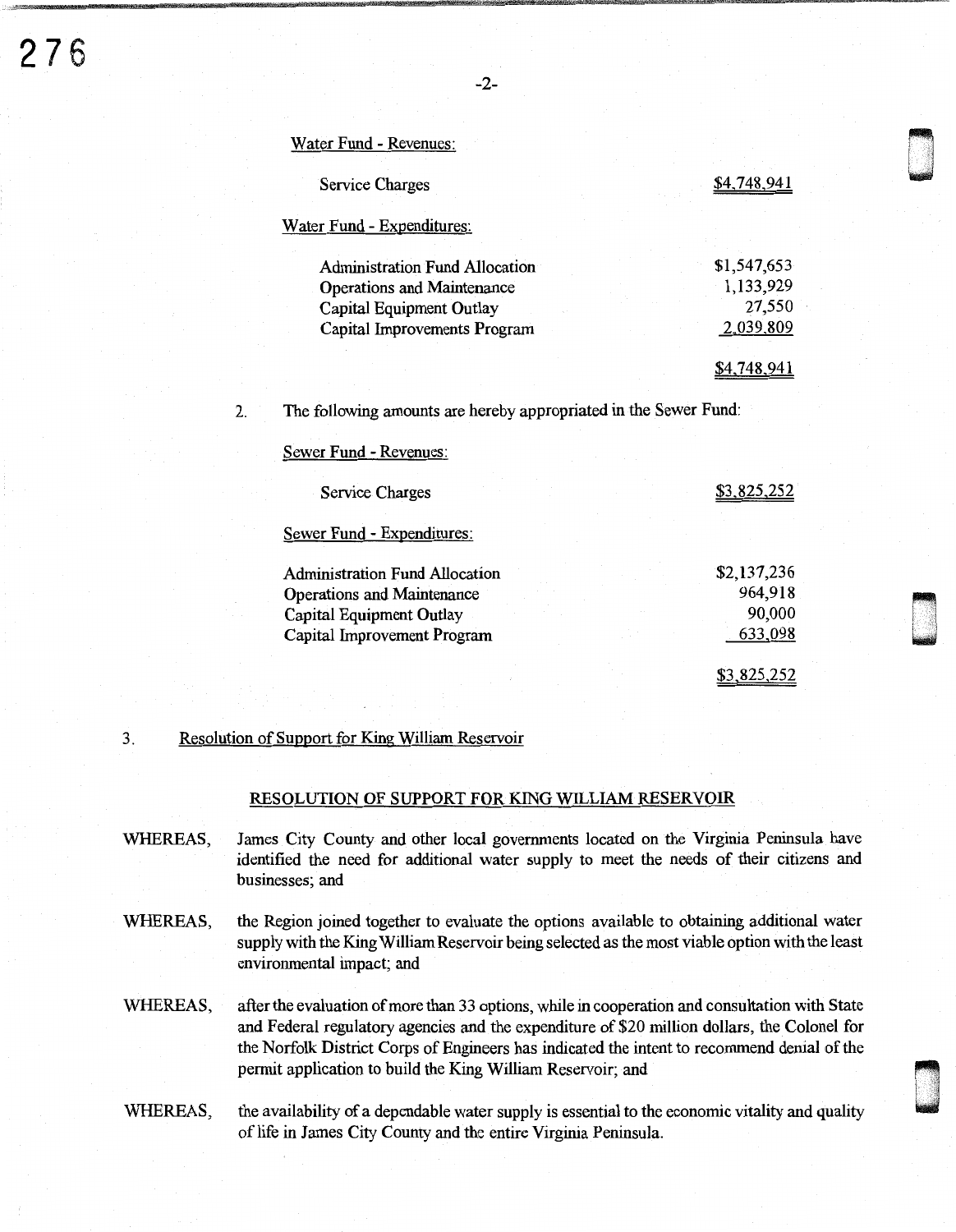Water Fund - Revenues:

| | |
|---|---|
| Service Charges | $4,748,941 |

Water Fund - Expenditures:

| | |
|---|---|
| Administration Fund Allocation | $1,547,653 |
| Operations and Maintenance | 1,133,929 |
| Capital Equipment Outlay | 27,550 |
| Capital Improvements Program | 2,039,809 |
| | $4,748,941 |

2. The following amounts are hereby appropriated in the Sewer Fund:

Sewer Fund - Revenues:

| | |
|---|---|
| Service Charges | $3,825,252 |

Sewer Fund - Expenditures:

| | |
|---|---|
| Administration Fund Allocation | $2,137,236 |
| Operations and Maintenance | 964,918 |
| Capital Equipment Outlay | 90,000 |
| Capital Improvement Program | 633,098 |
| | $3,825,252 |

3. Resolution of Support for King William Reservoir

## RESOLUTION OF SUPPORT FOR KING WILLIAM RESERVOIR

WHEREAS, James City County and other local governments located on the Virginia Peninsula have identified the need for additional water supply to meet the needs of their citizens and businesses; and

WHEREAS, the Region joined together to evaluate the options available to obtaining additional water supply with the King William Reservoir being selected as the most viable option with the least environmental impact; and

WHEREAS, after the evaluation of more than 33 options, while in cooperation and consultation with State and Federal regulatory agencies and the expenditure of $20 million dollars, the Colonel for the Norfolk District Corps of Engineers has indicated the intent to recommend denial of the permit application to build the King William Reservoir; and

WHEREAS, the availability of a dependable water supply is essential to the economic vitality and quality of life in James City County and the entire Virginia Peninsula.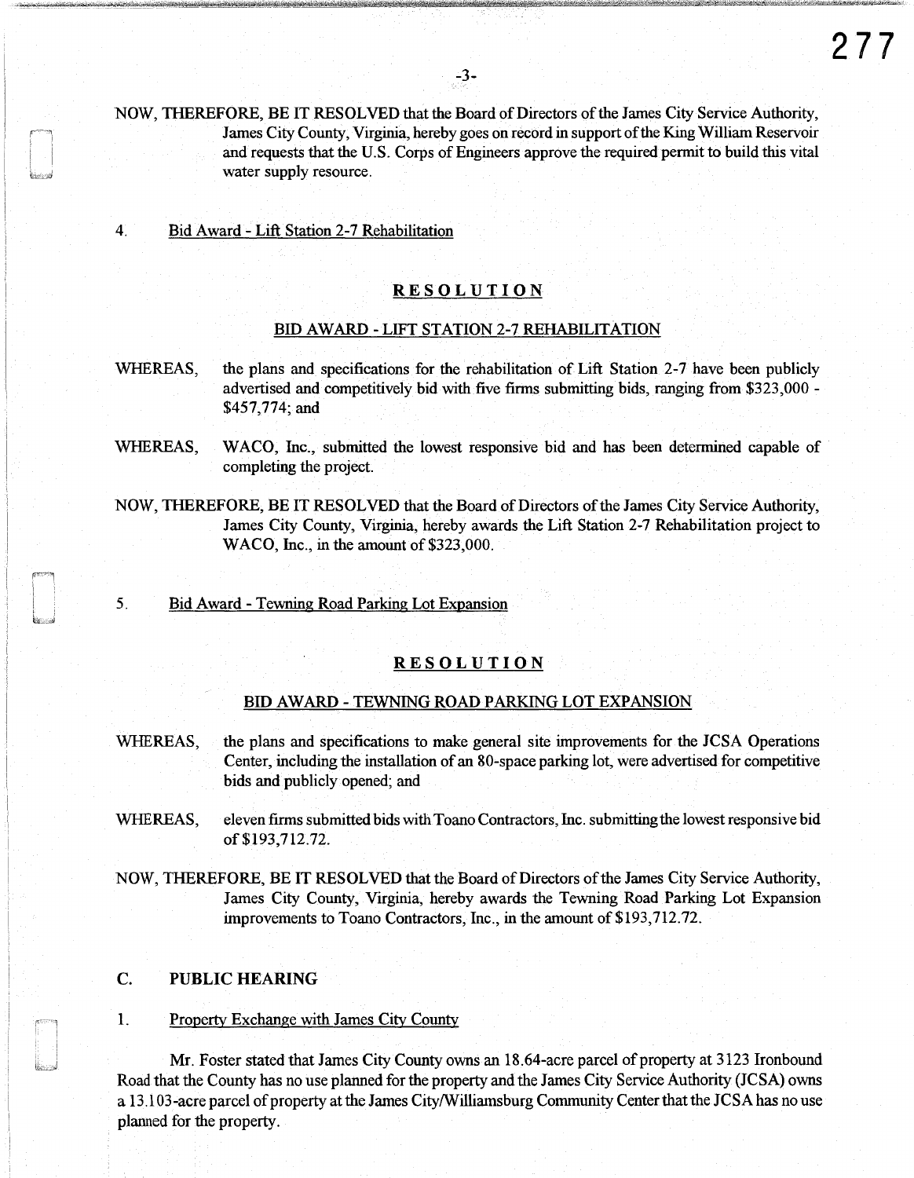NOW, THEREFORE, BE IT RESOLVED that the Board of Directors of the James City Service Authority, James City County, Virginia, hereby goes on record in support of the King William Reservoir and requests that the U.S. Corps of Engineers approve the required permit to build this vital water supply resource.

4. Bid Award - Lift Station 2-7 Rehabilitation

**RESOLUTION**

BID AWARD - LIFT STATION 2-7 REHABILITATION

WHEREAS, the plans and specifications for the rehabilitation of Lift Station 2-7 have been publicly advertised and competitively bid with five firms submitting bids, ranging from $323,000 - $457,774; and

WHEREAS, WACO, Inc., submitted the lowest responsive bid and has been determined capable of completing the project.

NOW, THEREFORE, BE IT RESOLVED that the Board of Directors of the James City Service Authority, James City County, Virginia, hereby awards the Lift Station 2-7 Rehabilitation project to WACO, Inc., in the amount of $323,000.

5. Bid Award - Tewning Road Parking Lot Expansion

**RESOLUTION**

BID AWARD - TEWNING ROAD PARKING LOT EXPANSION

WHEREAS, the plans and specifications to make general site improvements for the JCSA Operations Center, including the installation of an 80-space parking lot, were advertised for competitive bids and publicly opened; and

WHEREAS, eleven firms submitted bids with Toano Contractors, Inc. submitting the lowest responsive bid of $193,712.72.

NOW, THEREFORE, BE IT RESOLVED that the Board of Directors of the James City Service Authority, James City County, Virginia, hereby awards the Tewning Road Parking Lot Expansion improvements to Toano Contractors, Inc., in the amount of $193,712.72.

## C. PUBLIC HEARING

1. Property Exchange with James City County

Mr. Foster stated that James City County owns an 18.64-acre parcel of property at 3123 Ironbound Road that the County has no use planned for the property and the James City Service Authority (JCSA) owns a 13.103-acre parcel of property at the James City/Williamsburg Community Center that the JCSA has no use planned for the property.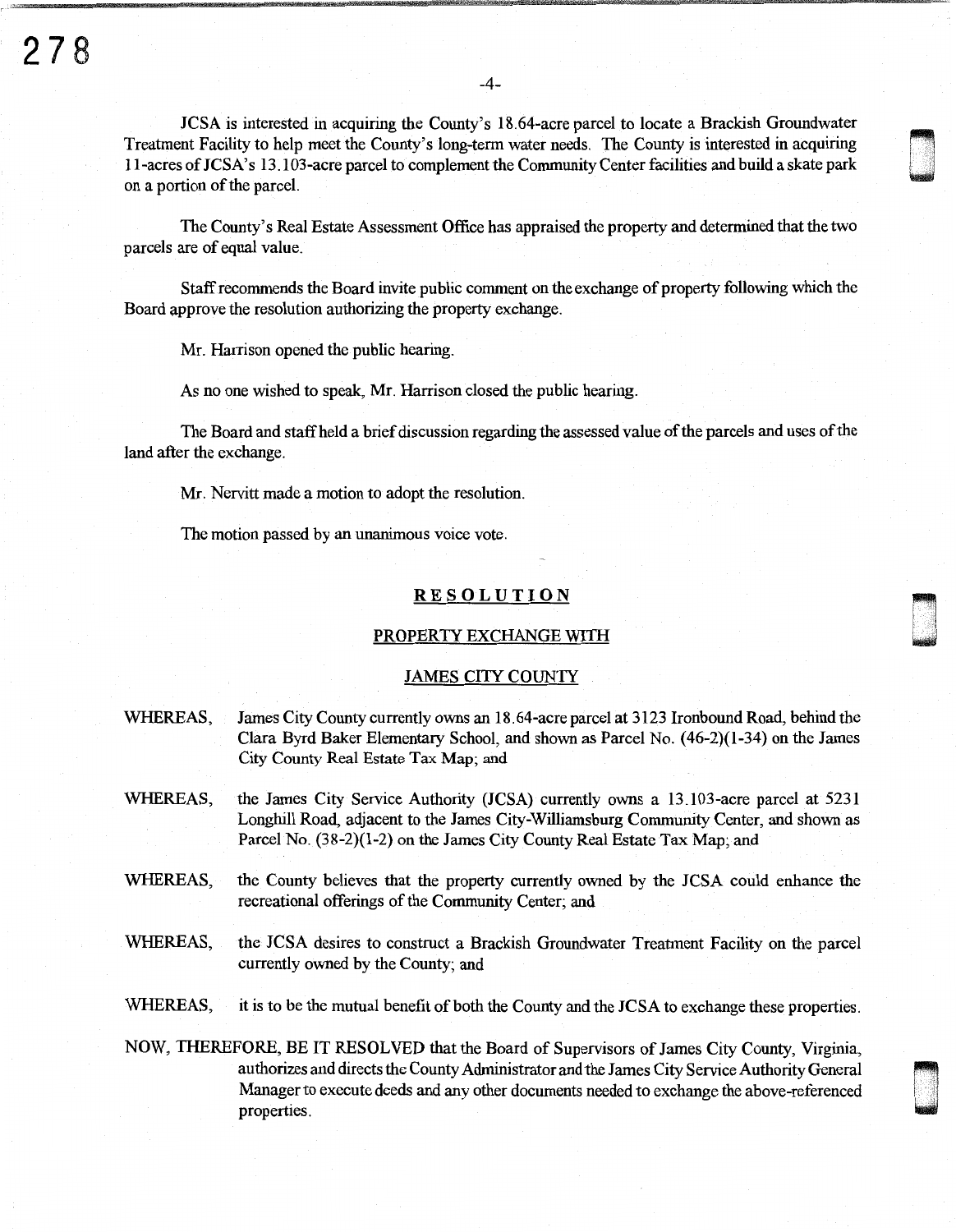JCSA is interested in acquiring the County's 18.64-acre parcel to locate a Brackish Groundwater Treatment Facility to help meet the County's long-term water needs. The County is interested in acquiring 11-acres of JCSA's 13.103-acre parcel to complement the Community Center facilities and build a skate park on a portion of the parcel.

The County's Real Estate Assessment Office has appraised the property and determined that the two parcels are of equal value.

Staff recommends the Board invite public comment on the exchange of property following which the Board approve the resolution authorizing the property exchange.

Mr. Harrison opened the public hearing.

As no one wished to speak, Mr. Harrison closed the public hearing.

The Board and staff held a brief discussion regarding the assessed value of the parcels and uses of the land after the exchange.

Mr. Nervitt made a motion to adopt the resolution.

The motion passed by an unanimous voice vote.

## RESOLUTION

### PROPERTY EXCHANGE WITH

### JAMES CITY COUNTY

WHEREAS, James City County currently owns an 18.64-acre parcel at 3123 Ironbound Road, behind the Clara Byrd Baker Elementary School, and shown as Parcel No. (46-2)(1-34) on the James City County Real Estate Tax Map; and

WHEREAS, the James City Service Authority (JCSA) currently owns a 13.103-acre parcel at 5231 Longhill Road, adjacent to the James City-Williamsburg Community Center, and shown as Parcel No. (38-2)(1-2) on the James City County Real Estate Tax Map; and

WHEREAS, the County believes that the property currently owned by the JCSA could enhance the recreational offerings of the Community Center; and

WHEREAS, the JCSA desires to construct a Brackish Groundwater Treatment Facility on the parcel currently owned by the County; and

WHEREAS, it is to be the mutual benefit of both the County and the JCSA to exchange these properties.

NOW, THEREFORE, BE IT RESOLVED that the Board of Supervisors of James City County, Virginia, authorizes and directs the County Administrator and the James City Service Authority General Manager to execute deeds and any other documents needed to exchange the above-referenced properties.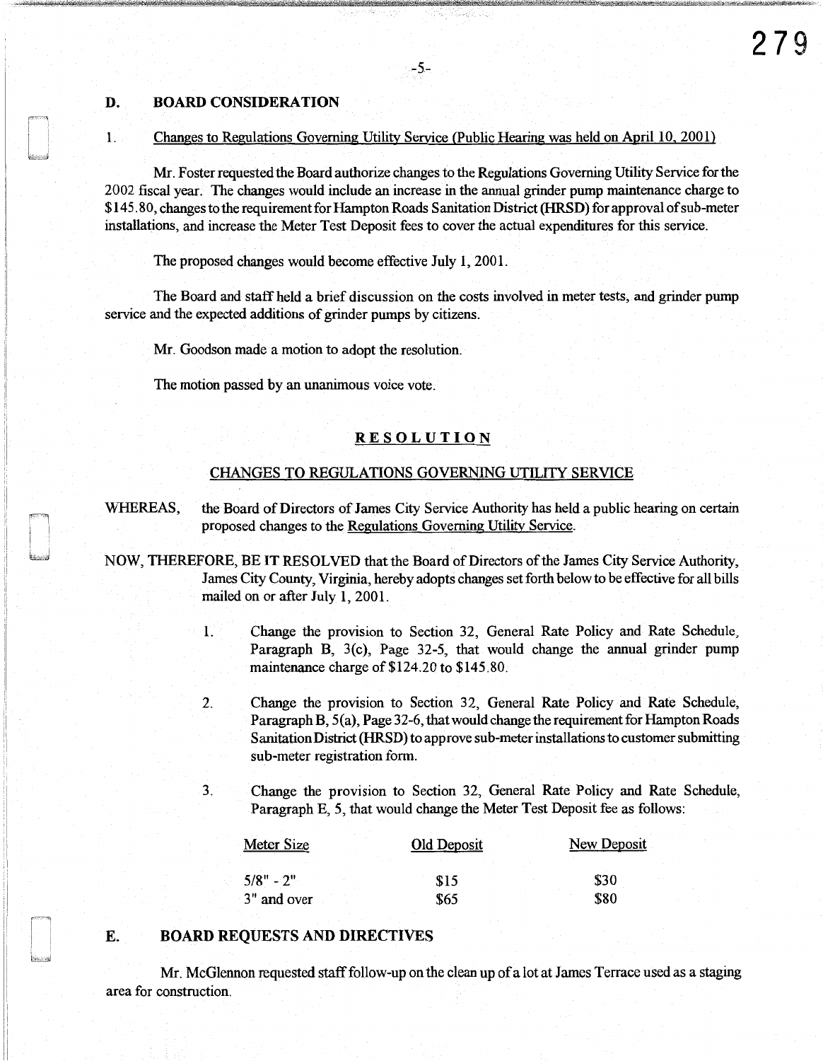## D. BOARD CONSIDERATION

1. Changes to Regulations Governing Utility Service (Public Hearing was held on April 10, 2001)

Mr. Foster requested the Board authorize changes to the Regulations Governing Utility Service for the 2002 fiscal year. The changes would include an increase in the annual grinder pump maintenance charge to $145.80, changes to the requirement for Hampton Roads Sanitation District (HRSD) for approval of sub-meter installations, and increase the Meter Test Deposit fees to cover the actual expenditures for this service.

The proposed changes would become effective July 1, 2001.

The Board and staff held a brief discussion on the costs involved in meter tests, and grinder pump service and the expected additions of grinder pumps by citizens.

Mr. Goodson made a motion to adopt the resolution.

The motion passed by an unanimous voice vote.

### RESOLUTION

#### CHANGES TO REGULATIONS GOVERNING UTILITY SERVICE

WHEREAS, the Board of Directors of James City Service Authority has held a public hearing on certain proposed changes to the Regulations Governing Utility Service.

NOW, THEREFORE, BE IT RESOLVED that the Board of Directors of the James City Service Authority, James City County, Virginia, hereby adopts changes set forth below to be effective for all bills mailed on or after July 1, 2001.

1. Change the provision to Section 32, General Rate Policy and Rate Schedule, Paragraph B, 3(c), Page 32-5, that would change the annual grinder pump maintenance charge of $124.20 to $145.80.

2. Change the provision to Section 32, General Rate Policy and Rate Schedule, Paragraph B, 5(a), Page 32-6, that would change the requirement for Hampton Roads Sanitation District (HRSD) to approve sub-meter installations to customer submitting sub-meter registration form.

3. Change the provision to Section 32, General Rate Policy and Rate Schedule, Paragraph E, 5, that would change the Meter Test Deposit fee as follows:

| Meter Size | Old Deposit | New Deposit |
|---|---|---|
| 5/8" - 2" | $15 | $30 |
| 3" and over | $65 | $80 |

## E. BOARD REQUESTS AND DIRECTIVES

Mr. McGlennon requested staff follow-up on the clean up of a lot at James Terrace used as a staging area for construction.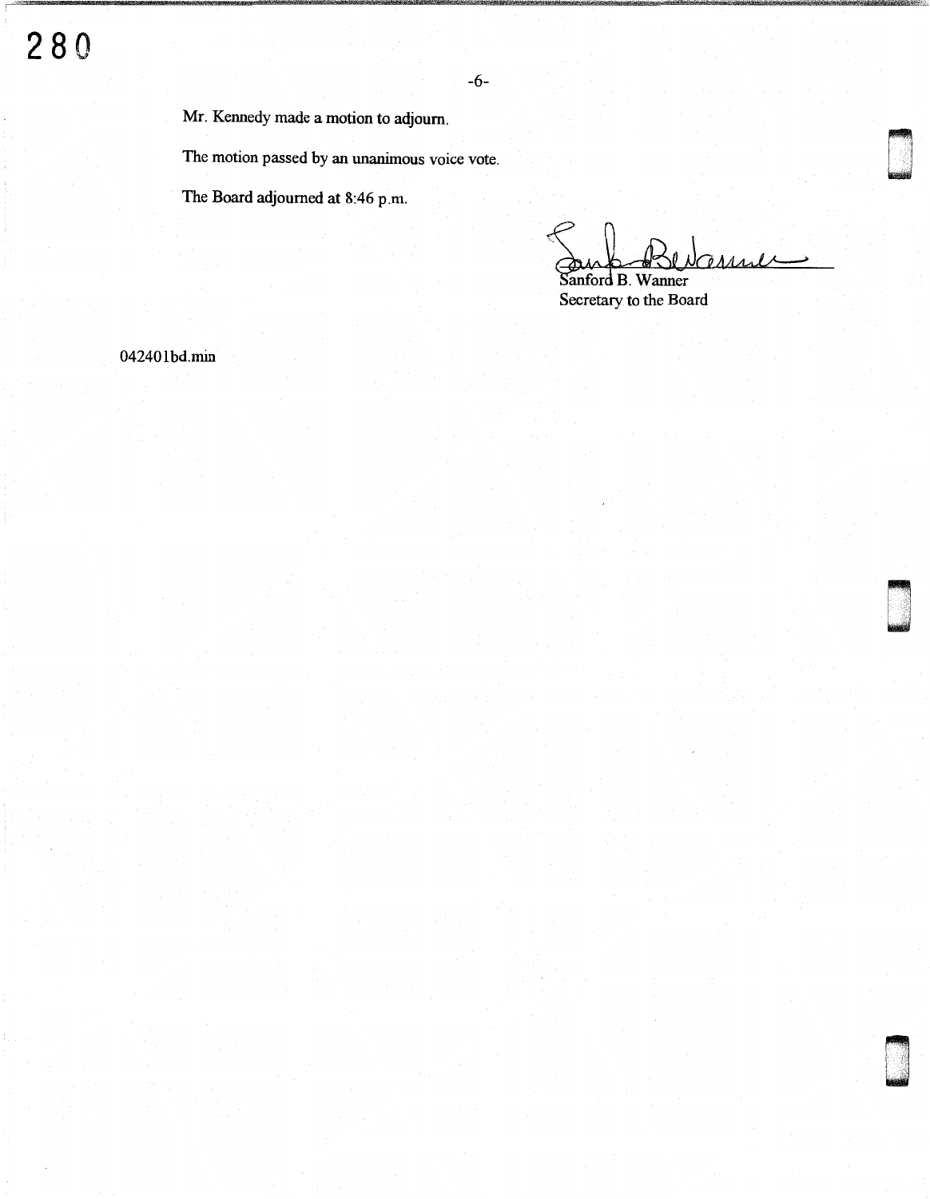Mr. Kennedy made a motion to adjourn.

The motion passed by an unanimous voice vote.

The Board adjourned at 8:46 p.m.

Sanford B. Wanner
Secretary to the Board

042401bd.min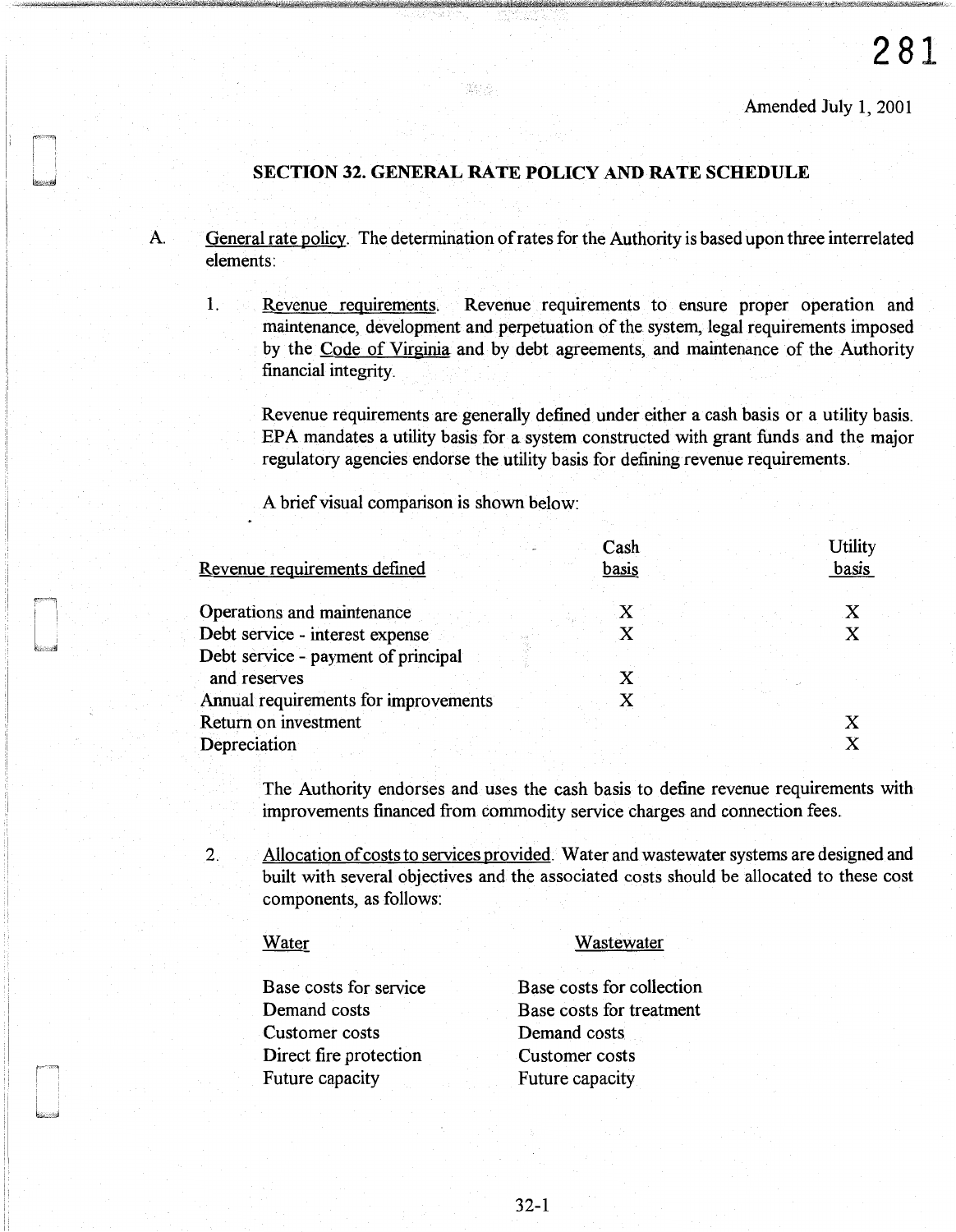Amended July 1, 2001

## SECTION 32. GENERAL RATE POLICY AND RATE SCHEDULE

A. General rate policy. The determination of rates for the Authority is based upon three interrelated elements:

1. Revenue requirements. Revenue requirements to ensure proper operation and maintenance, development and perpetuation of the system, legal requirements imposed by the Code of Virginia and by debt agreements, and maintenance of the Authority financial integrity.

   Revenue requirements are generally defined under either a cash basis or a utility basis. EPA mandates a utility basis for a system constructed with grant funds and the major regulatory agencies endorse the utility basis for defining revenue requirements.

   A brief visual comparison is shown below:

| Revenue requirements defined | Cash basis | Utility basis |
|---|---|---|
| Operations and maintenance | X | X |
| Debt service - interest expense | X | X |
| Debt service - payment of principal and reserves | X | |
| Annual requirements for improvements | X | |
| Return on investment | | X |
| Depreciation | | X |

   The Authority endorses and uses the cash basis to define revenue requirements with improvements financed from commodity service charges and connection fees.

2. Allocation of costs to services provided. Water and wastewater systems are designed and built with several objectives and the associated costs should be allocated to these cost components, as follows:

| Water | Wastewater |
|---|---|
| Base costs for service | Base costs for collection |
| Demand costs | Base costs for treatment |
| Customer costs | Demand costs |
| Direct fire protection | Customer costs |
| Future capacity | Future capacity |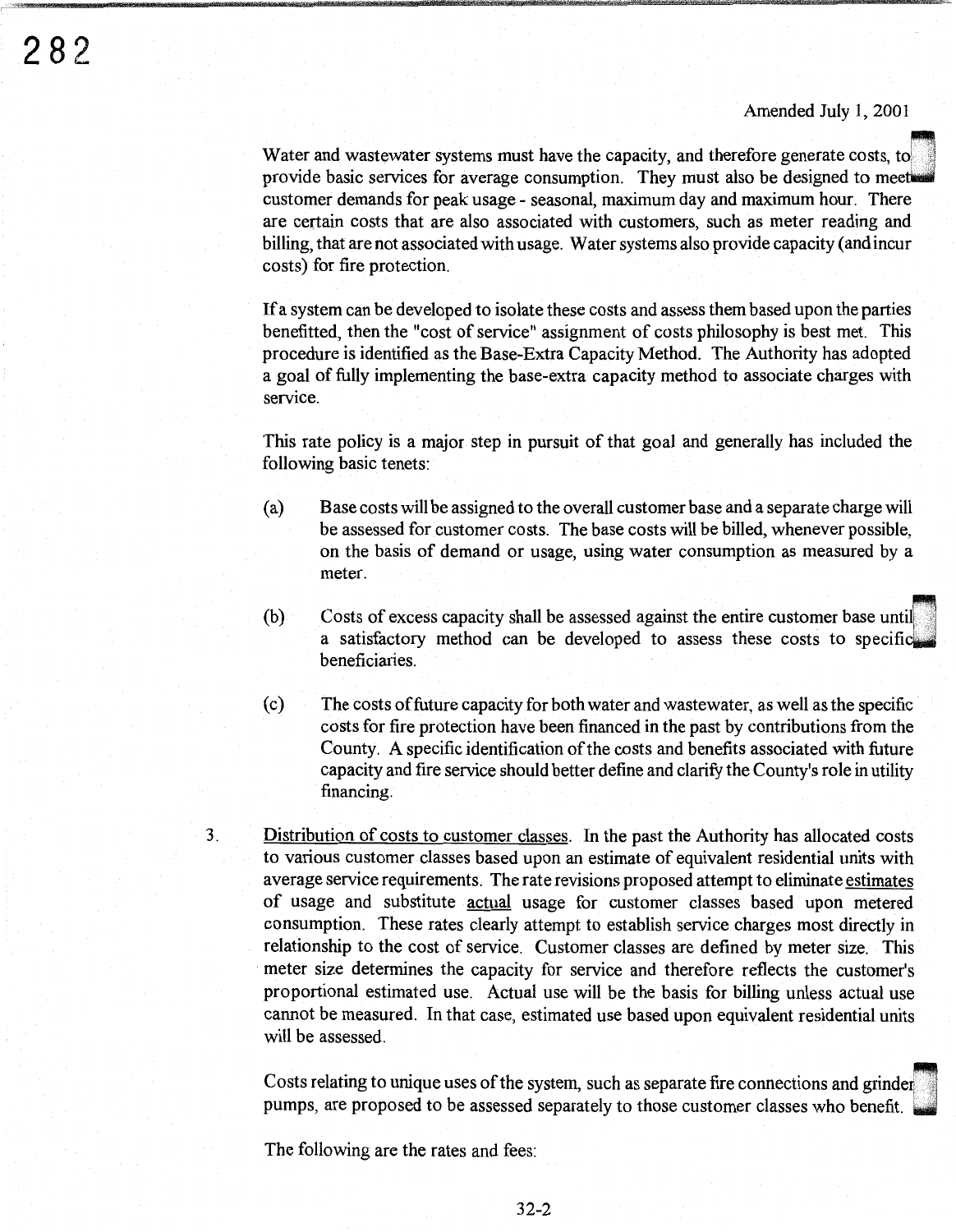Amended July 1, 2001

Water and wastewater systems must have the capacity, and therefore generate costs, to provide basic services for average consumption. They must also be designed to meet customer demands for peak usage - seasonal, maximum day and maximum hour. There are certain costs that are also associated with customers, such as meter reading and billing, that are not associated with usage. Water systems also provide capacity (and incur costs) for fire protection.

If a system can be developed to isolate these costs and assess them based upon the parties benefitted, then the "cost of service" assignment of costs philosophy is best met. This procedure is identified as the Base-Extra Capacity Method. The Authority has adopted a goal of fully implementing the base-extra capacity method to associate charges with service.

This rate policy is a major step in pursuit of that goal and generally has included the following basic tenets:

(a) Base costs will be assigned to the overall customer base and a separate charge will be assessed for customer costs. The base costs will be billed, whenever possible, on the basis of demand or usage, using water consumption as measured by a meter.

(b) Costs of excess capacity shall be assessed against the entire customer base until a satisfactory method can be developed to assess these costs to specific beneficiaries.

(c) The costs of future capacity for both water and wastewater, as well as the specific costs for fire protection have been financed in the past by contributions from the County. A specific identification of the costs and benefits associated with future capacity and fire service should better define and clarify the County's role in utility financing.

3. Distribution of costs to customer classes. In the past the Authority has allocated costs to various customer classes based upon an estimate of equivalent residential units with average service requirements. The rate revisions proposed attempt to eliminate estimates of usage and substitute actual usage for customer classes based upon metered consumption. These rates clearly attempt to establish service charges most directly in relationship to the cost of service. Customer classes are defined by meter size. This meter size determines the capacity for service and therefore reflects the customer's proportional estimated use. Actual use will be the basis for billing unless actual use cannot be measured. In that case, estimated use based upon equivalent residential units will be assessed.

Costs relating to unique uses of the system, such as separate fire connections and grinder pumps, are proposed to be assessed separately to those customer classes who benefit.

The following are the rates and fees: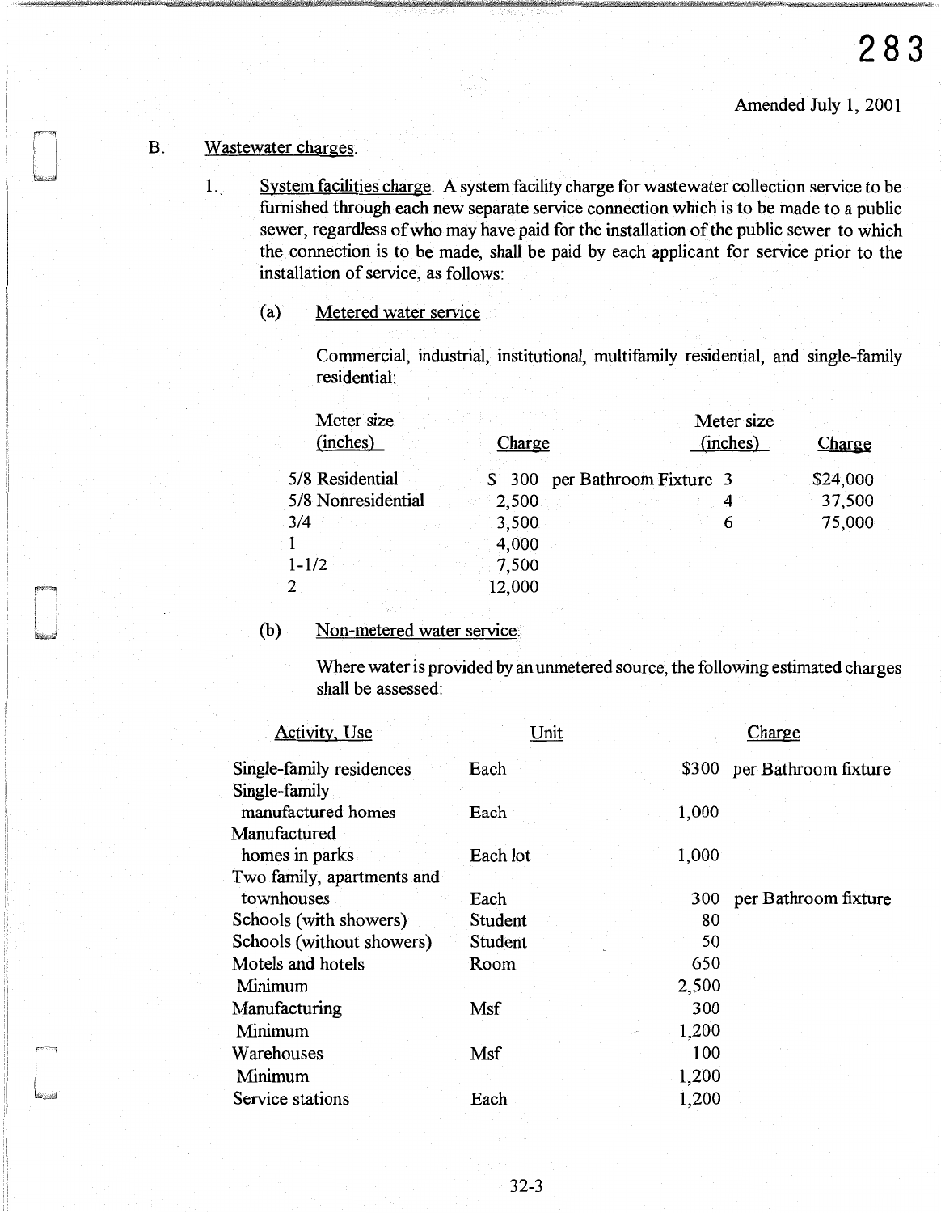Amended July 1, 2001

B. Wastewater charges.

1. System facilities charge. A system facility charge for wastewater collection service to be furnished through each new separate service connection which is to be made to a public sewer, regardless of who may have paid for the installation of the public sewer to which the connection is to be made, shall be paid by each applicant for service prior to the installation of service, as follows:

(a) Metered water service

Commercial, industrial, institutional, multifamily residential, and single-family residential:

| Meter size (inches) | Charge | Meter size (inches) | Charge |
|---|---|---|---|
| 5/8 Residential | $ 300 per Bathroom Fixture | 3 | $24,000 |
| 5/8 Nonresidential | 2,500 | 4 | 37,500 |
| 3/4 | 3,500 | 6 | 75,000 |
| 1 | 4,000 | | |
| 1-1/2 | 7,500 | | |
| 2 | 12,000 | | |

(b) Non-metered water service.

Where water is provided by an unmetered source, the following estimated charges shall be assessed:

| Activity, Use | Unit | Charge |
|---|---|---|
| Single-family residences | Each | $300 per Bathroom fixture |
| Single-family manufactured homes | Each | 1,000 |
| Manufactured homes in parks | Each lot | 1,000 |
| Two family, apartments and townhouses | Each | 300 per Bathroom fixture |
| Schools (with showers) | Student | 80 |
| Schools (without showers) | Student | 50 |
| Motels and hotels | Room | 650 |
| Minimum | | 2,500 |
| Manufacturing | Msf | 300 |
| Minimum | | 1,200 |
| Warehouses | Msf | 100 |
| Minimum | | 1,200 |
| Service stations | Each | 1,200 |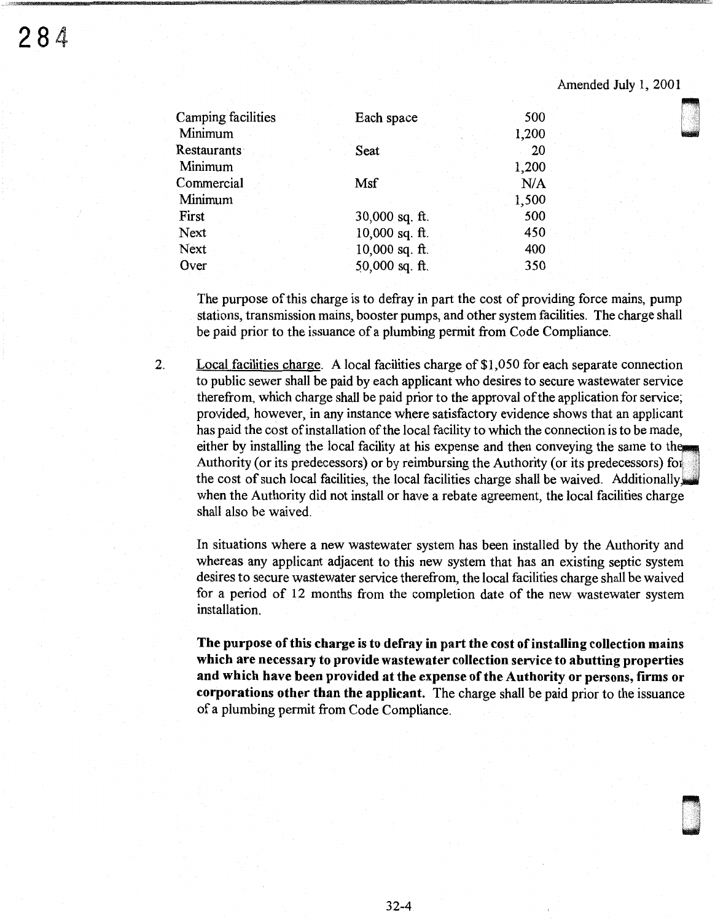Amended July 1, 2001

| | | |
|---|---|---|
| Camping facilities | Each space | 500 |
| Minimum | | 1,200 |
| Restaurants | Seat | 20 |
| Minimum | | 1,200 |
| Commercial | Msf | N/A |
| Minimum | | 1,500 |
| First | 30,000 sq. ft. | 500 |
| Next | 10,000 sq. ft. | 450 |
| Next | 10,000 sq. ft. | 400 |
| Over | 50,000 sq. ft. | 350 |

The purpose of this charge is to defray in part the cost of providing force mains, pump stations, transmission mains, booster pumps, and other system facilities. The charge shall be paid prior to the issuance of a plumbing permit from Code Compliance.

2. Local facilities charge. A local facilities charge of $1,050 for each separate connection to public sewer shall be paid by each applicant who desires to secure wastewater service therefrom, which charge shall be paid prior to the approval of the application for service; provided, however, in any instance where satisfactory evidence shows that an applicant has paid the cost of installation of the local facility to which the connection is to be made, either by installing the local facility at his expense and then conveying the same to the Authority (or its predecessors) or by reimbursing the Authority (or its predecessors) for the cost of such local facilities, the local facilities charge shall be waived. Additionally, when the Authority did not install or have a rebate agreement, the local facilities charge shall also be waived.

   In situations where a new wastewater system has been installed by the Authority and whereas any applicant adjacent to this new system that has an existing septic system desires to secure wastewater service therefrom, the local facilities charge shall be waived for a period of 12 months from the completion date of the new wastewater system installation.

   **The purpose of this charge is to defray in part the cost of installing collection mains which are necessary to provide wastewater collection service to abutting properties and which have been provided at the expense of the Authority or persons, firms or corporations other than the applicant.** The charge shall be paid prior to the issuance of a plumbing permit from Code Compliance.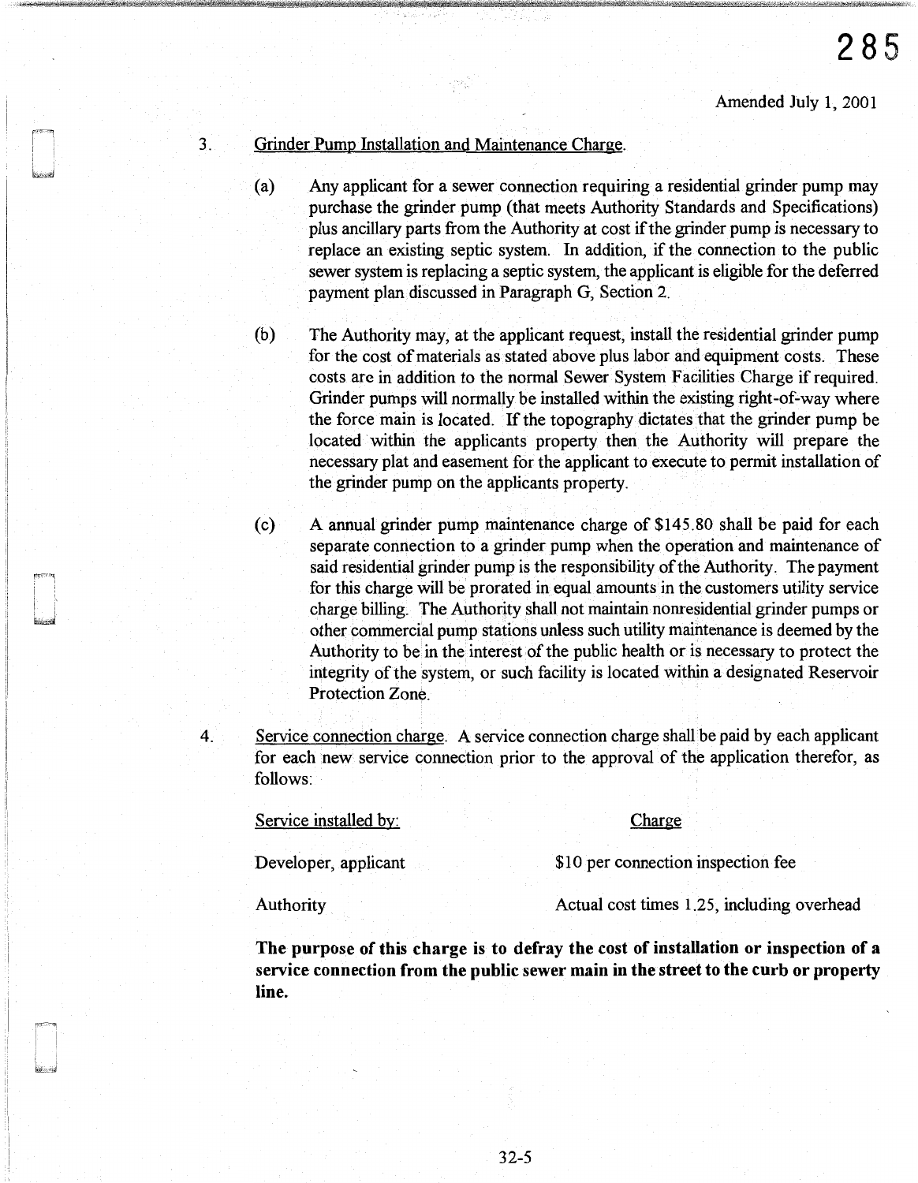Amended July 1, 2001

3. <u>Grinder Pump Installation and Maintenance Charge</u>.

   (a) Any applicant for a sewer connection requiring a residential grinder pump may purchase the grinder pump (that meets Authority Standards and Specifications) plus ancillary parts from the Authority at cost if the grinder pump is necessary to replace an existing septic system. In addition, if the connection to the public sewer system is replacing a septic system, the applicant is eligible for the deferred payment plan discussed in Paragraph G, Section 2.

   (b) The Authority may, at the applicant request, install the residential grinder pump for the cost of materials as stated above plus labor and equipment costs. These costs are in addition to the normal Sewer System Facilities Charge if required. Grinder pumps will normally be installed within the existing right-of-way where the force main is located. If the topography dictates that the grinder pump be located within the applicants property then the Authority will prepare the necessary plat and easement for the applicant to execute to permit installation of the grinder pump on the applicants property.

   (c) A annual grinder pump maintenance charge of $145.80 shall be paid for each separate connection to a grinder pump when the operation and maintenance of said residential grinder pump is the responsibility of the Authority. The payment for this charge will be prorated in equal amounts in the customers utility service charge billing. The Authority shall not maintain nonresidential grinder pumps or other commercial pump stations unless such utility maintenance is deemed by the Authority to be in the interest of the public health or is necessary to protect the integrity of the system, or such facility is located within a designated Reservoir Protection Zone.

4. <u>Service connection charge</u>. A service connection charge shall be paid by each applicant for each new service connection prior to the approval of the application therefor, as follows:

| <u>Service installed by:</u> | <u>Charge</u> |
|---|---|
| Developer, applicant | $10 per connection inspection fee |
| Authority | Actual cost times 1.25, including overhead |

**The purpose of this charge is to defray the cost of installation or inspection of a service connection from the public sewer main in the street to the curb or property line.**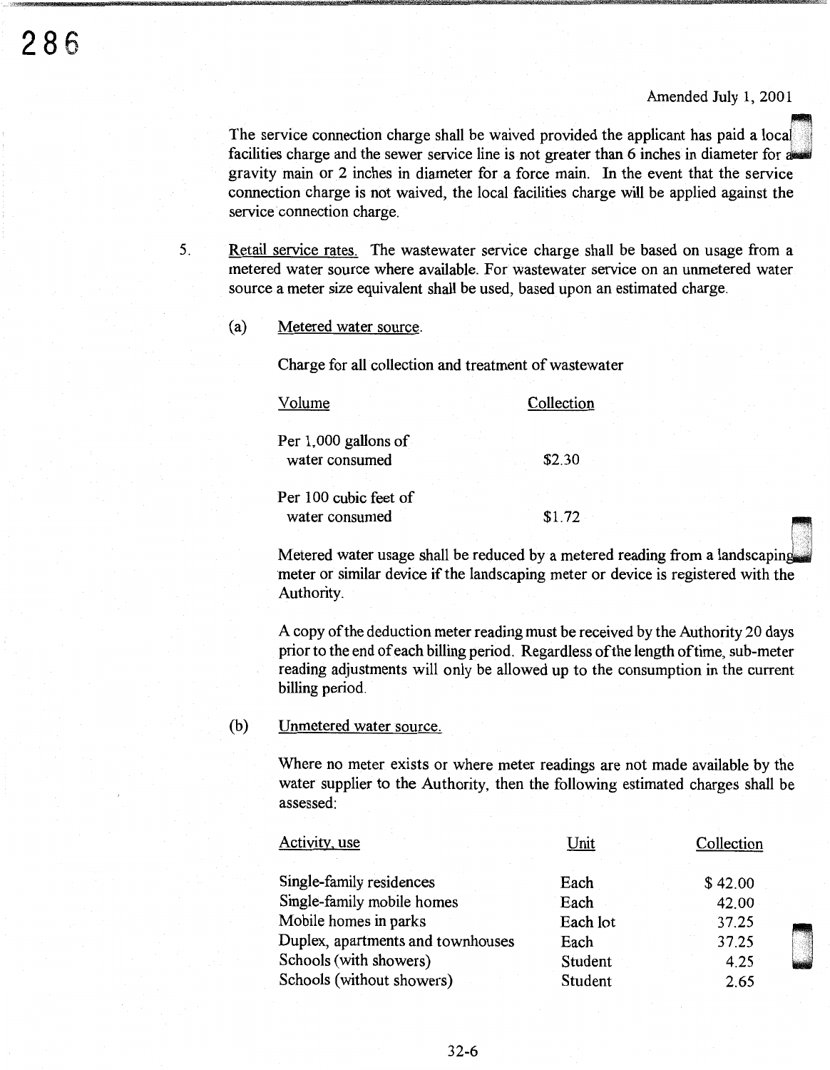Amended July 1, 2001

The service connection charge shall be waived provided the applicant has paid a local facilities charge and the sewer service line is not greater than 6 inches in diameter for a gravity main or 2 inches in diameter for a force main. In the event that the service connection charge is not waived, the local facilities charge will be applied against the service connection charge.

5. Retail service rates. The wastewater service charge shall be based on usage from a metered water source where available. For wastewater service on an unmetered water source a meter size equivalent shall be used, based upon an estimated charge.

   (a) Metered water source.

   Charge for all collection and treatment of wastewater

   | Volume | Collection |
   |---|---|
   | Per 1,000 gallons of water consumed | \$2.30 |
   | Per 100 cubic feet of water consumed | \$1.72 |

   Metered water usage shall be reduced by a metered reading from a landscaping meter or similar device if the landscaping meter or device is registered with the Authority.

   A copy of the deduction meter reading must be received by the Authority 20 days prior to the end of each billing period. Regardless of the length of time, sub-meter reading adjustments will only be allowed up to the consumption in the current billing period.

   (b) Unmetered water source.

   Where no meter exists or where meter readings are not made available by the water supplier to the Authority, then the following estimated charges shall be assessed:

   | Activity, use | Unit | Collection |
   |---|---|---|
   | Single-family residences | Each | \$ 42.00 |
   | Single-family mobile homes | Each | 42.00 |
   | Mobile homes in parks | Each lot | 37.25 |
   | Duplex, apartments and townhouses | Each | 37.25 |
   | Schools (with showers) | Student | 4.25 |
   | Schools (without showers) | Student | 2.65 |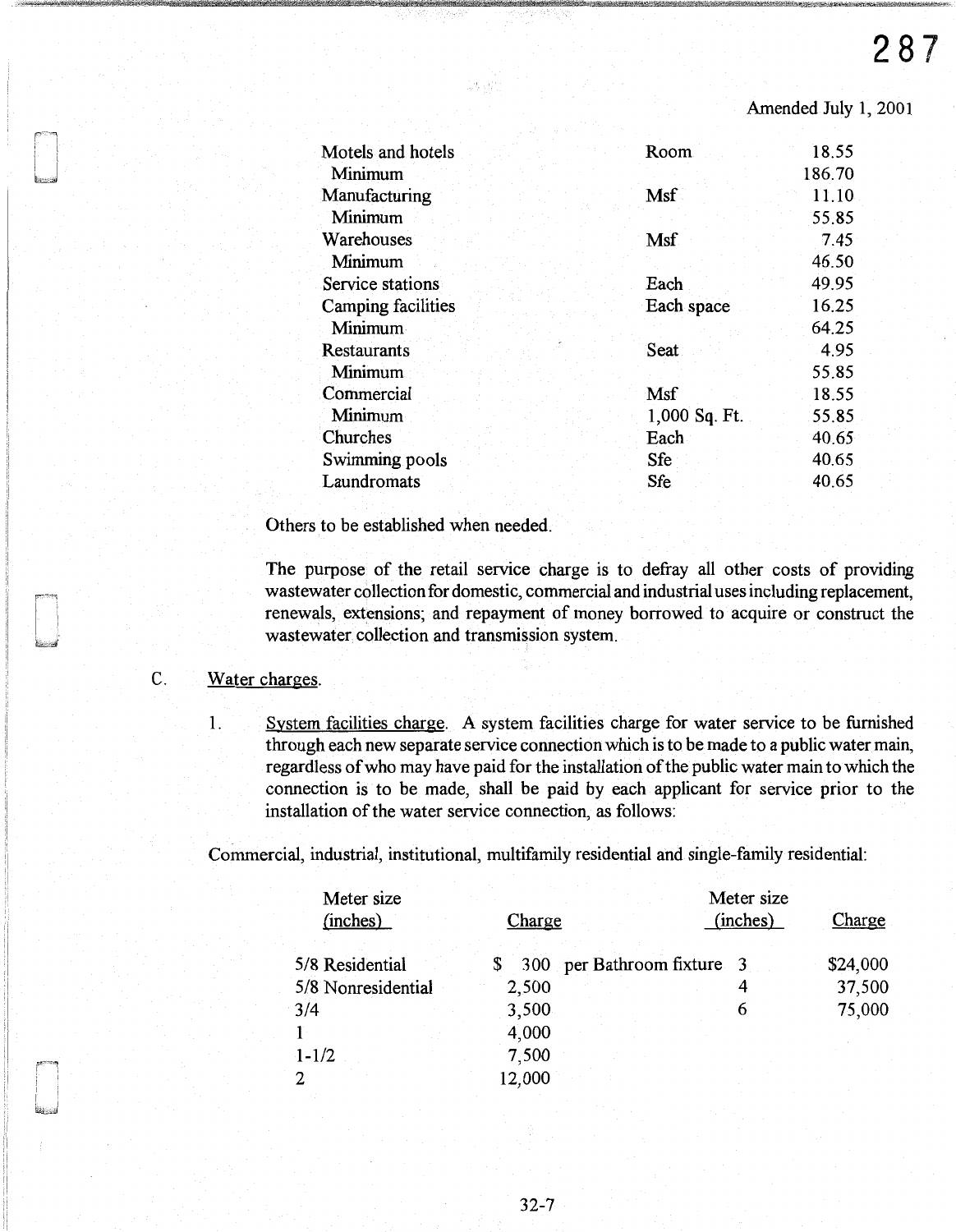Amended July 1, 2001

| | | |
|---|---|---|
| Motels and hotels | Room | 18.55 |
| Minimum | | 186.70 |
| Manufacturing | Msf | 11.10 |
| Minimum | | 55.85 |
| Warehouses | Msf | 7.45 |
| Minimum | | 46.50 |
| Service stations | Each | 49.95 |
| Camping facilities | Each space | 16.25 |
| Minimum | | 64.25 |
| Restaurants | Seat | 4.95 |
| Minimum | | 55.85 |
| Commercial | Msf | 18.55 |
| Minimum | 1,000 Sq. Ft. | 55.85 |
| Churches | Each | 40.65 |
| Swimming pools | Sfe | 40.65 |
| Laundromats | Sfe | 40.65 |

Others to be established when needed.

The purpose of the retail service charge is to defray all other costs of providing wastewater collection for domestic, commercial and industrial uses including replacement, renewals, extensions; and repayment of money borrowed to acquire or construct the wastewater collection and transmission system.

C. Water charges.

1. System facilities charge. A system facilities charge for water service to be furnished through each new separate service connection which is to be made to a public water main, regardless of who may have paid for the installation of the public water main to which the connection is to be made, shall be paid by each applicant for service prior to the installation of the water service connection, as follows:

Commercial, industrial, institutional, multifamily residential and single-family residential:

| Meter size (inches) | Charge | Meter size (inches) | Charge |
|---|---|---|---|
| 5/8 Residential | $ 300 per Bathroom fixture | 3 | $24,000 |
| 5/8 Nonresidential | 2,500 | 4 | 37,500 |
| 3/4 | 3,500 | 6 | 75,000 |
| 1 | 4,000 | | |
| 1-1/2 | 7,500 | | |
| 2 | 12,000 | | |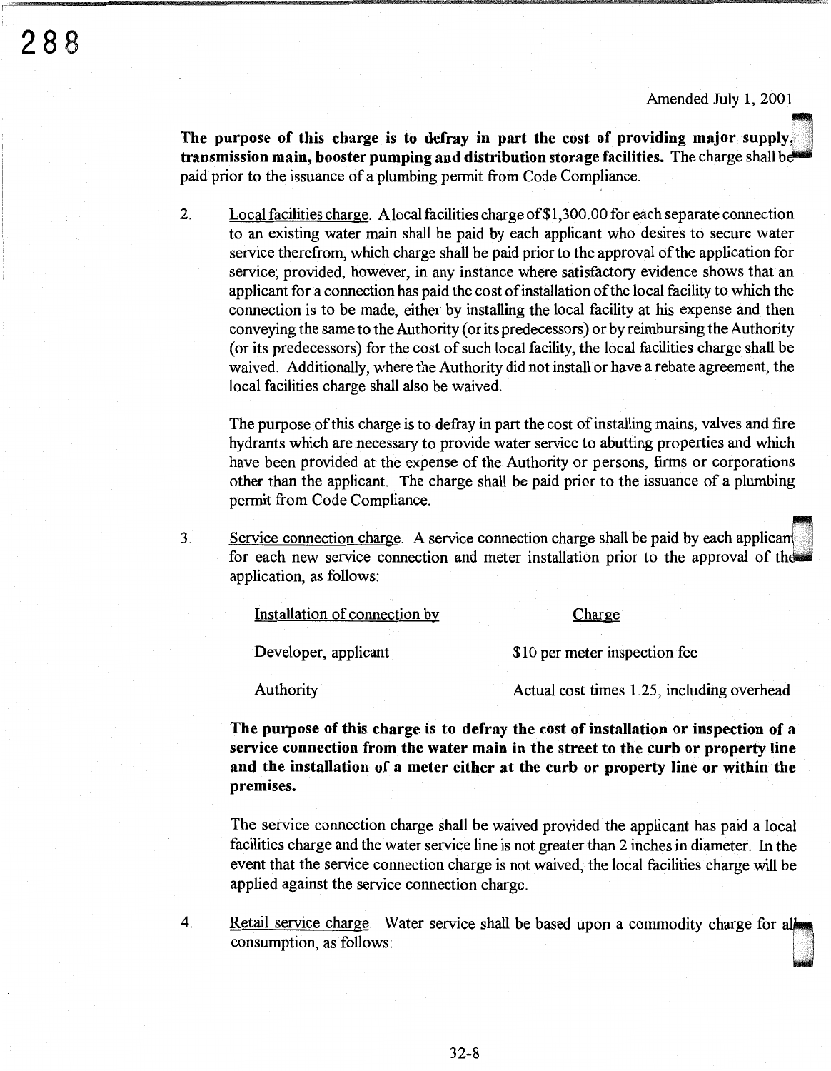Amended July 1, 2001

**The purpose of this charge is to defray in part the cost of providing major supply, transmission main, booster pumping and distribution storage facilities.** The charge shall be paid prior to the issuance of a plumbing permit from Code Compliance.

2. Local facilities charge. A local facilities charge of $1,300.00 for each separate connection to an existing water main shall be paid by each applicant who desires to secure water service therefrom, which charge shall be paid prior to the approval of the application for service; provided, however, in any instance where satisfactory evidence shows that an applicant for a connection has paid the cost of installation of the local facility to which the connection is to be made, either by installing the local facility at his expense and then conveying the same to the Authority (or its predecessors) or by reimbursing the Authority (or its predecessors) for the cost of such local facility, the local facilities charge shall be waived. Additionally, where the Authority did not install or have a rebate agreement, the local facilities charge shall also be waived.

   The purpose of this charge is to defray in part the cost of installing mains, valves and fire hydrants which are necessary to provide water service to abutting properties and which have been provided at the expense of the Authority or persons, firms or corporations other than the applicant. The charge shall be paid prior to the issuance of a plumbing permit from Code Compliance.

3. Service connection charge. A service connection charge shall be paid by each applicant for each new service connection and meter installation prior to the approval of the application, as follows:

   | Installation of connection by | Charge |
   |---|---|
   | Developer, applicant | $10 per meter inspection fee |
   | Authority | Actual cost times 1.25, including overhead |

   **The purpose of this charge is to defray the cost of installation or inspection of a service connection from the water main in the street to the curb or property line and the installation of a meter either at the curb or property line or within the premises.**

   The service connection charge shall be waived provided the applicant has paid a local facilities charge and the water service line is not greater than 2 inches in diameter. In the event that the service connection charge is not waived, the local facilities charge will be applied against the service connection charge.

4. Retail service charge. Water service shall be based upon a commodity charge for all consumption, as follows: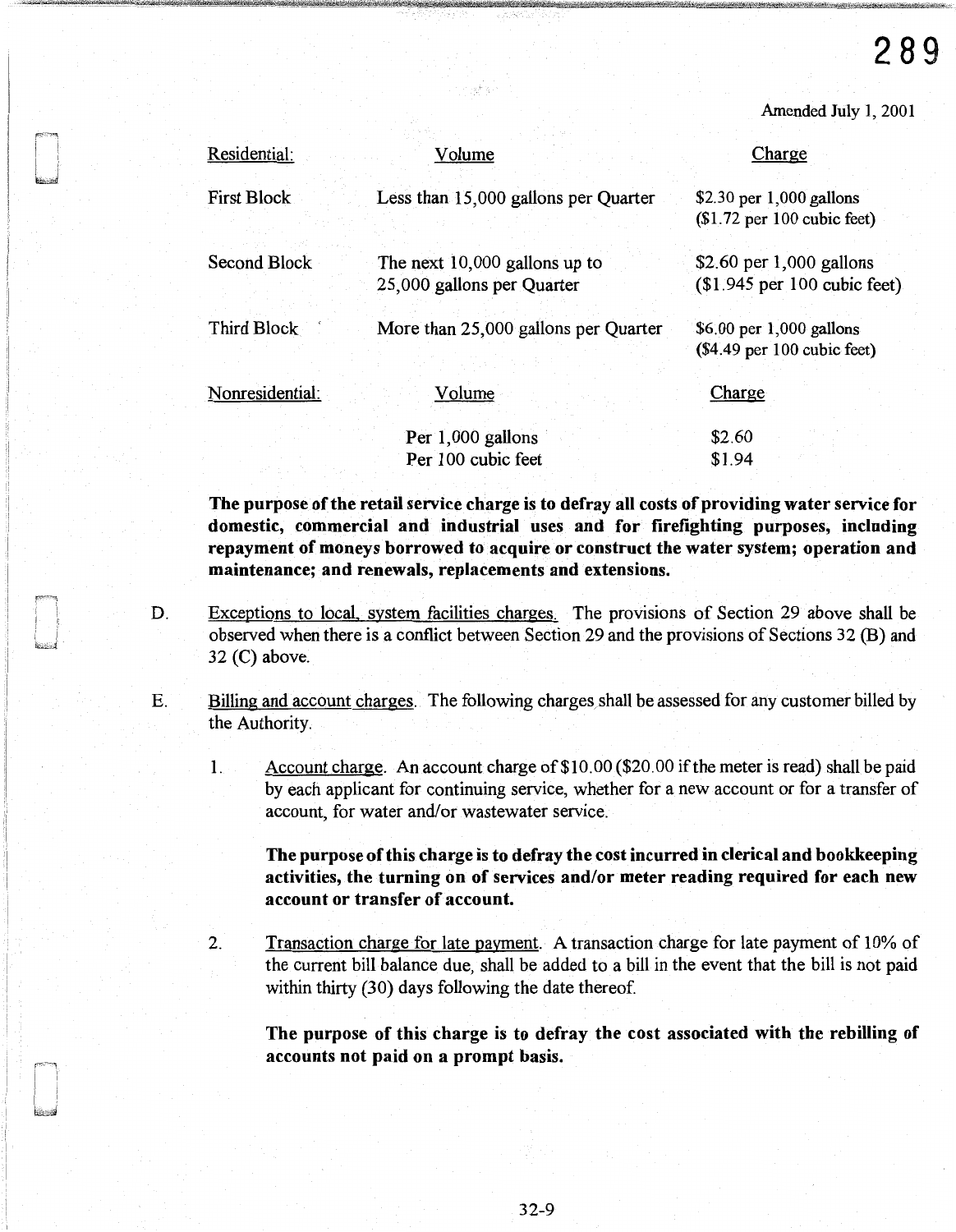Amended July 1, 2001

| Residential: | Volume | Charge |
| --- | --- | --- |
| First Block | Less than 15,000 gallons per Quarter | $2.30 per 1,000 gallons ($1.72 per 100 cubic feet) |
| Second Block | The next 10,000 gallons up to 25,000 gallons per Quarter | $2.60 per 1,000 gallons ($1.945 per 100 cubic feet) |
| Third Block | More than 25,000 gallons per Quarter | $6.00 per 1,000 gallons ($4.49 per 100 cubic feet) |

| Nonresidential: | Volume | Charge |
| --- | --- | --- |
| | Per 1,000 gallons | $2.60 |
| | Per 100 cubic feet | $1.94 |

**The purpose of the retail service charge is to defray all costs of providing water service for domestic, commercial and industrial uses and for firefighting purposes, including repayment of moneys borrowed to acquire or construct the water system; operation and maintenance; and renewals, replacements and extensions.**

D. Exceptions to local, system facilities charges. The provisions of Section 29 above shall be observed when there is a conflict between Section 29 and the provisions of Sections 32 (B) and 32 (C) above.

E. Billing and account charges. The following charges shall be assessed for any customer billed by the Authority.

1. Account charge. An account charge of $10.00 ($20.00 if the meter is read) shall be paid by each applicant for continuing service, whether for a new account or for a transfer of account, for water and/or wastewater service.

   **The purpose of this charge is to defray the cost incurred in clerical and bookkeeping activities, the turning on of services and/or meter reading required for each new account or transfer of account.**

2. Transaction charge for late payment. A transaction charge for late payment of 10% of the current bill balance due, shall be added to a bill in the event that the bill is not paid within thirty (30) days following the date thereof.

   **The purpose of this charge is to defray the cost associated with the rebilling of accounts not paid on a prompt basis.**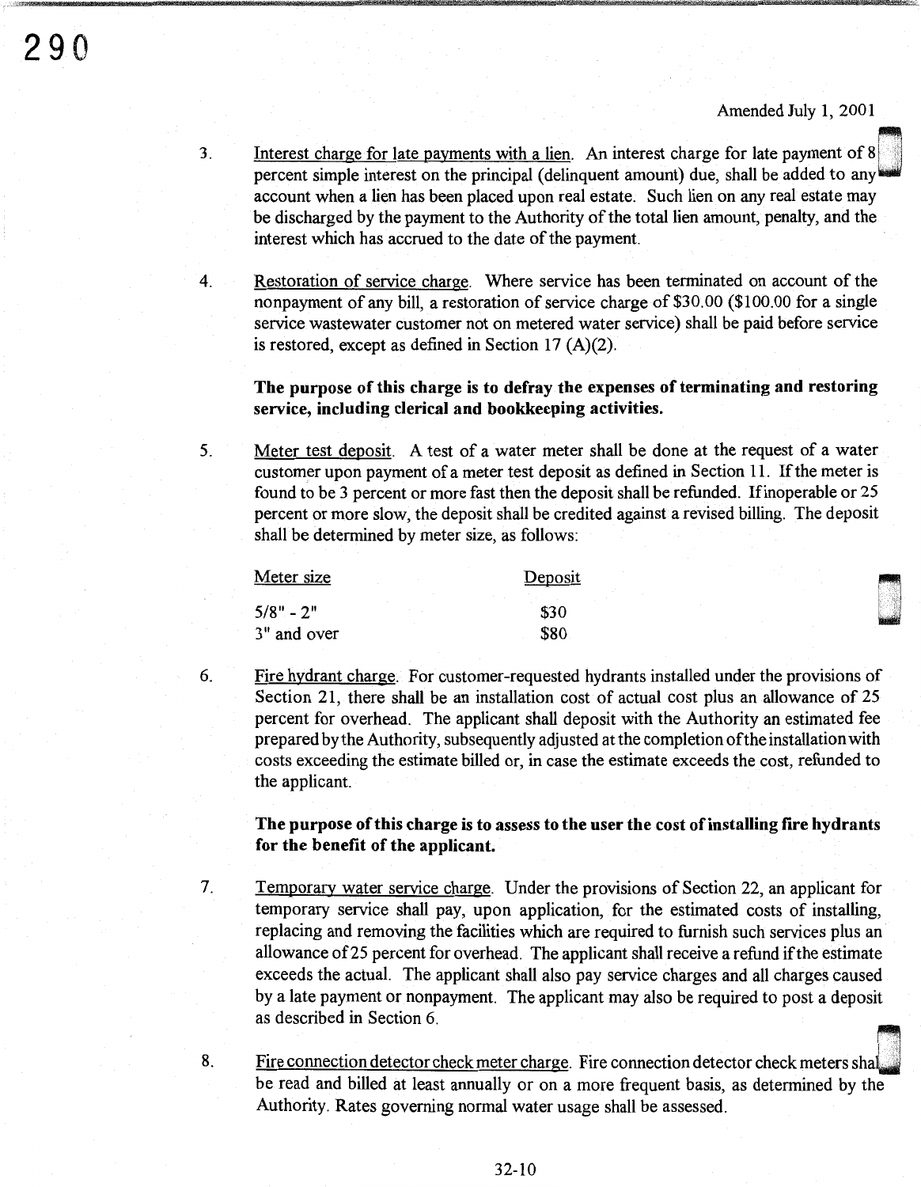Amended July 1, 2001

3. Interest charge for late payments with a lien. An interest charge for late payment of 8 percent simple interest on the principal (delinquent amount) due, shall be added to any account when a lien has been placed upon real estate. Such lien on any real estate may be discharged by the payment to the Authority of the total lien amount, penalty, and the interest which has accrued to the date of the payment.

4. Restoration of service charge. Where service has been terminated on account of the nonpayment of any bill, a restoration of service charge of $30.00 ($100.00 for a single service wastewater customer not on metered water service) shall be paid before service is restored, except as defined in Section 17 (A)(2).

   **The purpose of this charge is to defray the expenses of terminating and restoring service, including clerical and bookkeeping activities.**

5. Meter test deposit. A test of a water meter shall be done at the request of a water customer upon payment of a meter test deposit as defined in Section 11. If the meter is found to be 3 percent or more fast then the deposit shall be refunded. If inoperable or 25 percent or more slow, the deposit shall be credited against a revised billing. The deposit shall be determined by meter size, as follows:

| Meter size | Deposit |
|---|---|
| 5/8" - 2" | $30 |
| 3" and over | $80 |

6. Fire hydrant charge. For customer-requested hydrants installed under the provisions of Section 21, there shall be an installation cost of actual cost plus an allowance of 25 percent for overhead. The applicant shall deposit with the Authority an estimated fee prepared by the Authority, subsequently adjusted at the completion of the installation with costs exceeding the estimate billed or, in case the estimate exceeds the cost, refunded to the applicant.

   **The purpose of this charge is to assess to the user the cost of installing fire hydrants for the benefit of the applicant.**

7. Temporary water service charge. Under the provisions of Section 22, an applicant for temporary service shall pay, upon application, for the estimated costs of installing, replacing and removing the facilities which are required to furnish such services plus an allowance of 25 percent for overhead. The applicant shall receive a refund if the estimate exceeds the actual. The applicant shall also pay service charges and all charges caused by a late payment or nonpayment. The applicant may also be required to post a deposit as described in Section 6.

8. Fire connection detector check meter charge. Fire connection detector check meters shall be read and billed at least annually or on a more frequent basis, as determined by the Authority. Rates governing normal water usage shall be assessed.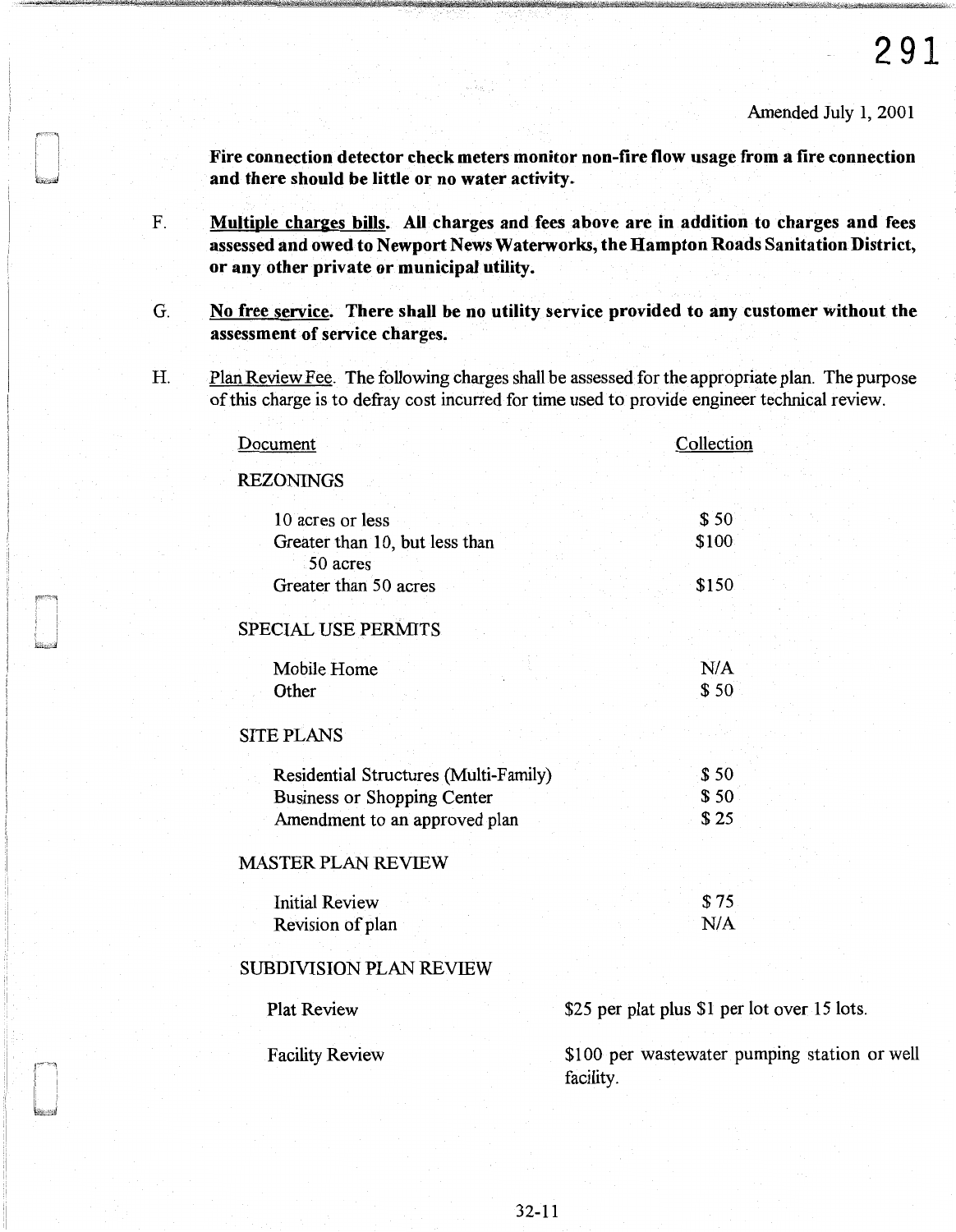Amended July 1, 2001

**Fire connection detector check meters monitor non-fire flow usage from a fire connection and there should be little or no water activity.**

F. **Multiple charges bills. All charges and fees above are in addition to charges and fees assessed and owed to Newport News Waterworks, the Hampton Roads Sanitation District, or any other private or municipal utility.**

G. **No free service. There shall be no utility service provided to any customer without the assessment of service charges.**

H. Plan Review Fee. The following charges shall be assessed for the appropriate plan. The purpose of this charge is to defray cost incurred for time used to provide engineer technical review.

| Document | Collection |
|---|---|
| REZONINGS | |
| 10 acres or less | $ 50 |
| Greater than 10, but less than 50 acres | $100 |
| Greater than 50 acres | $150 |
| SPECIAL USE PERMITS | |
| Mobile Home | N/A |
| Other | $ 50 |
| SITE PLANS | |
| Residential Structures (Multi-Family) | $ 50 |
| Business or Shopping Center | $ 50 |
| Amendment to an approved plan | $ 25 |
| MASTER PLAN REVIEW | |
| Initial Review | $ 75 |
| Revision of plan | N/A |
| SUBDIVISION PLAN REVIEW | |
| Plat Review | $25 per plat plus $1 per lot over 15 lots. |
| Facility Review | $100 per wastewater pumping station or well facility. |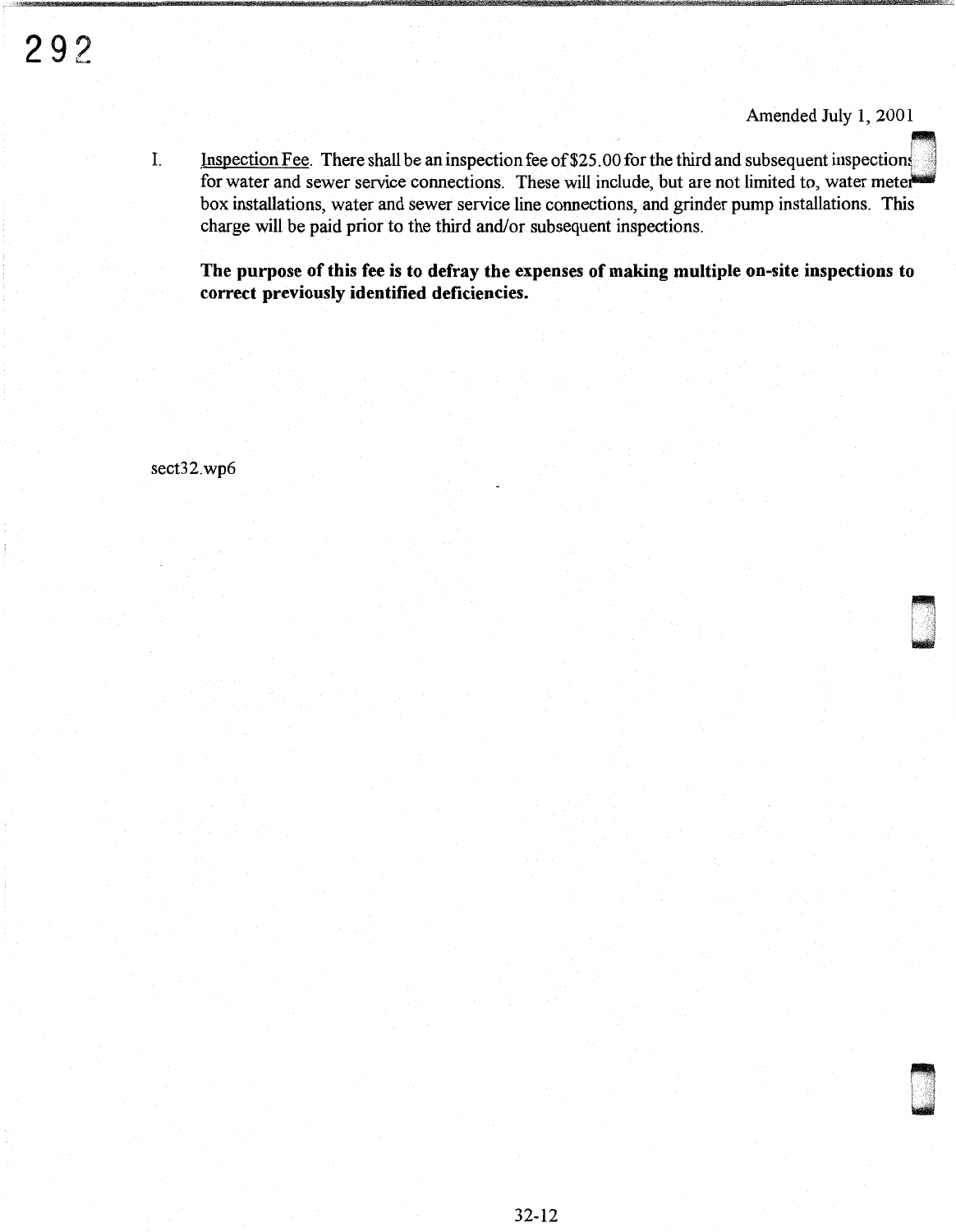Amended July 1, 2001

I. Inspection Fee. There shall be an inspection fee of $25.00 for the third and subsequent inspections for water and sewer service connections. These will include, but are not limited to, water meter box installations, water and sewer service line connections, and grinder pump installations. This charge will be paid prior to the third and/or subsequent inspections.

**The purpose of this fee is to defray the expenses of making multiple on-site inspections to correct previously identified deficiencies.**

sect32.wp6